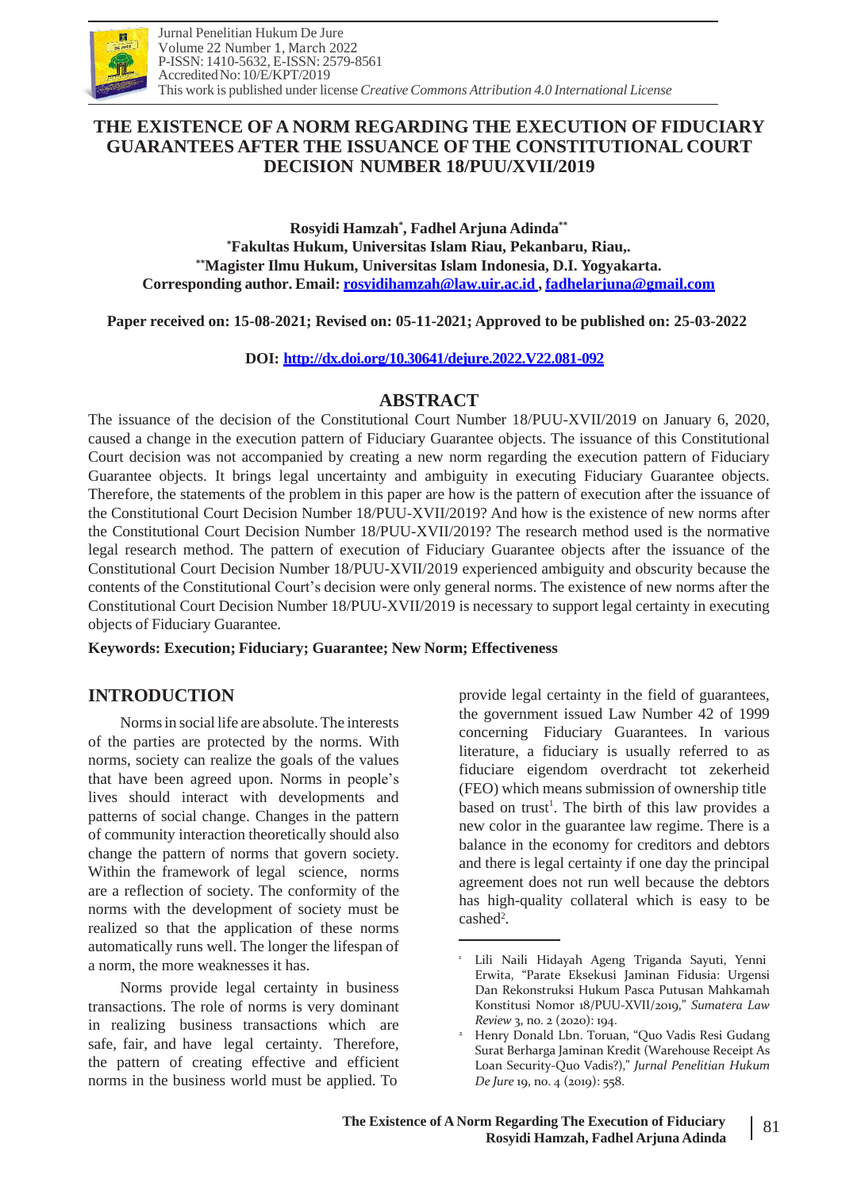# THE EXISTENCE OF A NORM REGARDING THE EXECUTION OF FIDUCIARY GUARANTEES AFTER THE ISSUANCE OF THE CONSTITUTIONAL COURT DECISION NUMBER 18/PUU/XVII/2019

**Rosyidi Hamzah[*], Fadhel Arjuna Adinda[**]**
**[*]Fakultas Hukum, Universitas Islam Riau, Pekanbaru, Riau,.**
**[**]Magister Ilmu Hukum, Universitas Islam Indonesia, D.I. Yogyakarta.**
**Corresponding author. Email: rosyidihamzah@law.uir.ac.id , fadhelarjuna@gmail.com**

**Paper received on: 15-08-2021; Revised on: 05-11-2021; Approved to be published on: 25-03-2022**

**DOI: http://dx.doi.org/10.30641/dejure.2022.V22.081-092**

## ABSTRACT

The issuance of the decision of the Constitutional Court Number 18/PUU-XVII/2019 on January 6, 2020, caused a change in the execution pattern of Fiduciary Guarantee objects. The issuance of this Constitutional Court decision was not accompanied by creating a new norm regarding the execution pattern of Fiduciary Guarantee objects. It brings legal uncertainty and ambiguity in executing Fiduciary Guarantee objects. Therefore, the statements of the problem in this paper are how is the pattern of execution after the issuance of the Constitutional Court Decision Number 18/PUU-XVII/2019? And how is the existence of new norms after the Constitutional Court Decision Number 18/PUU-XVII/2019? The research method used is the normative legal research method. The pattern of execution of Fiduciary Guarantee objects after the issuance of the Constitutional Court Decision Number 18/PUU-XVII/2019 experienced ambiguity and obscurity because the contents of the Constitutional Court's decision were only general norms. The existence of new norms after the Constitutional Court Decision Number 18/PUU-XVII/2019 is necessary to support legal certainty in executing objects of Fiduciary Guarantee.

**Keywords: Execution; Fiduciary; Guarantee; New Norm; Effectiveness**

## INTRODUCTION

Norms in social life are absolute. The interests of the parties are protected by the norms. With norms, society can realize the goals of the values that have been agreed upon. Norms in people's lives should interact with developments and patterns of social change. Changes in the pattern of community interaction theoretically should also change the pattern of norms that govern society. Within the framework of legal science, norms are a reflection of society. The conformity of the norms with the development of society must be realized so that the application of these norms automatically runs well. The longer the lifespan of a norm, the more weaknesses it has.

Norms provide legal certainty in business transactions. The role of norms is very dominant in realizing business transactions which are safe, fair, and have legal certainty. Therefore, the pattern of creating effective and efficient norms in the business world must be applied. To provide legal certainty in the field of guarantees, the government issued Law Number 42 of 1999 concerning Fiduciary Guarantees. In various literature, a fiduciary is usually referred to as fiduciare eigendom overdracht tot zekerheid (FEO) which means submission of ownership title based on trust[1]. The birth of this law provides a new color in the guarantee law regime. There is a balance in the economy for creditors and debtors and there is legal certainty if one day the principal agreement does not run well because the debtors has high-quality collateral which is easy to be cashed[2].

[1] Lili Naili Hidayah Ageng Triganda Sayuti, Yenni Erwita, "Parate Eksekusi Jaminan Fidusia: Urgensi Dan Rekonstruksi Hukum Pasca Putusan Mahkamah Konstitusi Nomor 18/PUU-XVII/2019," *Sumatera Law Review* 3, no. 2 (2020): 194.

[2] Henry Donald Lbn. Toruan, "Quo Vadis Resi Gudang Surat Berharga Jaminan Kredit (Warehouse Receipt As Loan Security-Quo Vadis?)," *Jurnal Penelitian Hukum De Jure* 19, no. 4 (2019): 558.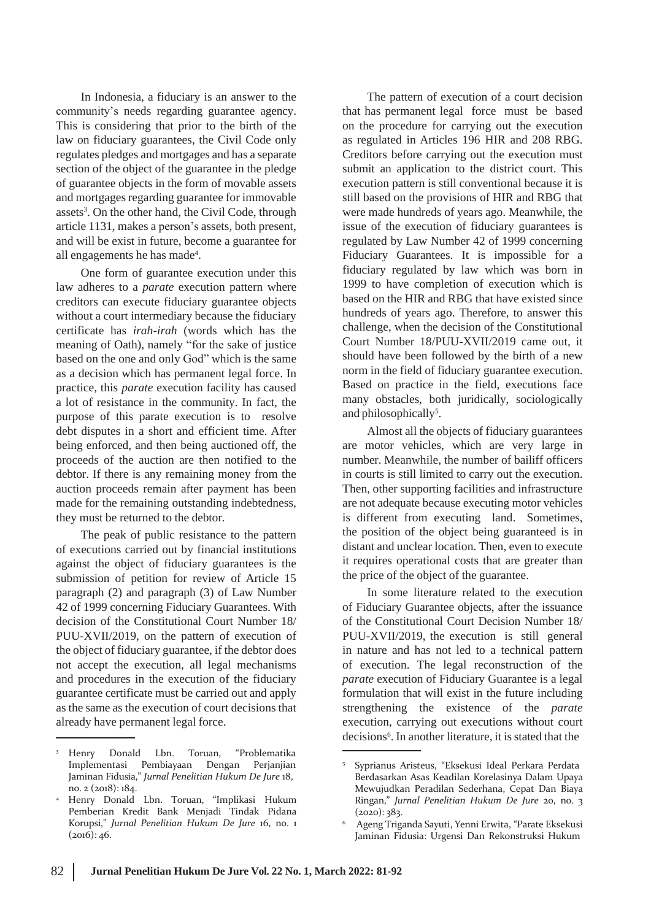In Indonesia, a fiduciary is an answer to the community's needs regarding guarantee agency. This is considering that prior to the birth of the law on fiduciary guarantees, the Civil Code only regulates pledges and mortgages and has a separate section of the object of the guarantee in the pledge of guarantee objects in the form of movable assets and mortgages regarding guarantee for immovable assets[3]. On the other hand, the Civil Code, through article 1131, makes a person's assets, both present, and will be exist in future, become a guarantee for all engagements he has made[4].

One form of guarantee execution under this law adheres to a *parate* execution pattern where creditors can execute fiduciary guarantee objects without a court intermediary because the fiduciary certificate has *irah-irah* (words which has the meaning of Oath), namely "for the sake of justice based on the one and only God" which is the same as a decision which has permanent legal force. In practice, this *parate* execution facility has caused a lot of resistance in the community. In fact, the purpose of this parate execution is to resolve debt disputes in a short and efficient time. After being enforced, and then being auctioned off, the proceeds of the auction are then notified to the debtor. If there is any remaining money from the auction proceeds remain after payment has been made for the remaining outstanding indebtedness, they must be returned to the debtor.

The peak of public resistance to the pattern of executions carried out by financial institutions against the object of fiduciary guarantees is the submission of petition for review of Article 15 paragraph (2) and paragraph (3) of Law Number 42 of 1999 concerning Fiduciary Guarantees. With decision of the Constitutional Court Number 18/ PUU-XVII/2019, on the pattern of execution of the object of fiduciary guarantee, if the debtor does not accept the execution, all legal mechanisms and procedures in the execution of the fiduciary guarantee certificate must be carried out and apply as the same as the execution of court decisions that already have permanent legal force.

The pattern of execution of a court decision that has permanent legal force must be based on the procedure for carrying out the execution as regulated in Articles 196 HIR and 208 RBG. Creditors before carrying out the execution must submit an application to the district court. This execution pattern is still conventional because it is still based on the provisions of HIR and RBG that were made hundreds of years ago. Meanwhile, the issue of the execution of fiduciary guarantees is regulated by Law Number 42 of 1999 concerning Fiduciary Guarantees. It is impossible for a fiduciary regulated by law which was born in 1999 to have completion of execution which is based on the HIR and RBG that have existed since hundreds of years ago. Therefore, to answer this challenge, when the decision of the Constitutional Court Number 18/PUU-XVII/2019 came out, it should have been followed by the birth of a new norm in the field of fiduciary guarantee execution. Based on practice in the field, executions face many obstacles, both juridically, sociologically and philosophically[5].

Almost all the objects of fiduciary guarantees are motor vehicles, which are very large in number. Meanwhile, the number of bailiff officers in courts is still limited to carry out the execution. Then, other supporting facilities and infrastructure are not adequate because executing motor vehicles is different from executing land. Sometimes, the position of the object being guaranteed is in distant and unclear location. Then, even to execute it requires operational costs that are greater than the price of the object of the guarantee.

In some literature related to the execution of Fiduciary Guarantee objects, after the issuance of the Constitutional Court Decision Number 18/ PUU-XVII/2019, the execution is still general in nature and has not led to a technical pattern of execution. The legal reconstruction of the *parate* execution of Fiduciary Guarantee is a legal formulation that will exist in the future including strengthening the existence of the *parate* execution, carrying out executions without court decisions[6]. In another literature, it is stated that the

---

[3] Henry Donald Lbn. Toruan, "Problematika Implementasi Pembiayaan Dengan Perjanjian Jaminan Fidusia," *Jurnal Penelitian Hukum De Jure* 18, no. 2 (2018): 184.

[4] Henry Donald Lbn. Toruan, "Implikasi Hukum Pemberian Kredit Bank Menjadi Tindak Pidana Korupsi," *Jurnal Penelitian Hukum De Jure* 16, no. 1 (2016): 46.

[5] Syprianus Aristeus, "Eksekusi Ideal Perkara Perdata Berdasarkan Asas Keadilan Korelasinya Dalam Upaya Mewujudkan Peradilan Sederhana, Cepat Dan Biaya Ringan," *Jurnal Penelitian Hukum De Jure* 20, no. 3 (2020): 383.

[6] Ageng Triganda Sayuti, Yenni Erwita, "Parate Eksekusi Jaminan Fidusia: Urgensi Dan Rekonstruksi Hukum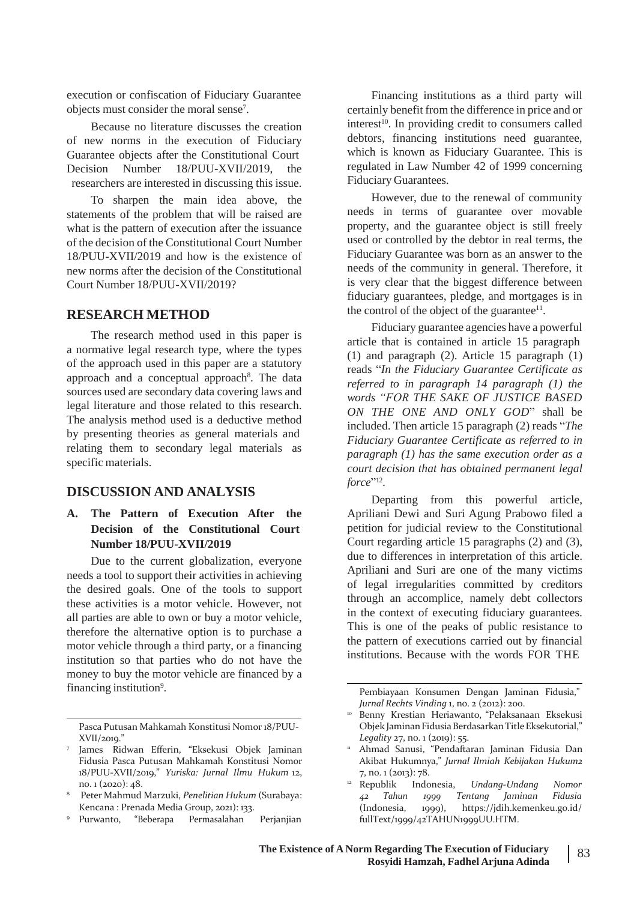execution or confiscation of Fiduciary Guarantee objects must consider the moral sense[7].

Because no literature discusses the creation of new norms in the execution of Fiduciary Guarantee objects after the Constitutional Court Decision Number 18/PUU-XVII/2019, the researchers are interested in discussing this issue.

To sharpen the main idea above, the statements of the problem that will be raised are what is the pattern of execution after the issuance of the decision of the Constitutional Court Number 18/PUU-XVII/2019 and how is the existence of new norms after the decision of the Constitutional Court Number 18/PUU-XVII/2019?

## RESEARCH METHOD

The research method used in this paper is a normative legal research type, where the types of the approach used in this paper are a statutory approach and a conceptual approach[8]. The data sources used are secondary data covering laws and legal literature and those related to this research. The analysis method used is a deductive method by presenting theories as general materials and relating them to secondary legal materials as specific materials.

## DISCUSSION AND ANALYSIS

### A. The Pattern of Execution After the Decision of the Constitutional Court Number 18/PUU-XVII/2019

Due to the current globalization, everyone needs a tool to support their activities in achieving the desired goals. One of the tools to support these activities is a motor vehicle. However, not all parties are able to own or buy a motor vehicle, therefore the alternative option is to purchase a motor vehicle through a third party, or a financing institution so that parties who do not have the money to buy the motor vehicle are financed by a financing institution[9].

Financing institutions as a third party will certainly benefit from the difference in price and or interest[10]. In providing credit to consumers called debtors, financing institutions need guarantee, which is known as Fiduciary Guarantee. This is regulated in Law Number 42 of 1999 concerning Fiduciary Guarantees.

However, due to the renewal of community needs in terms of guarantee over movable property, and the guarantee object is still freely used or controlled by the debtor in real terms, the Fiduciary Guarantee was born as an answer to the needs of the community in general. Therefore, it is very clear that the biggest difference between fiduciary guarantees, pledge, and mortgages is in the control of the object of the guarantee[11].

Fiduciary guarantee agencies have a powerful article that is contained in article 15 paragraph (1) and paragraph (2). Article 15 paragraph (1) reads "*In the Fiduciary Guarantee Certificate as referred to in paragraph 14 paragraph (1) the words "FOR THE SAKE OF JUSTICE BASED ON THE ONE AND ONLY GOD*" shall be included. Then article 15 paragraph (2) reads "*The Fiduciary Guarantee Certificate as referred to in paragraph (1) has the same execution order as a court decision that has obtained permanent legal force*"[12].

Departing from this powerful article, Apriliani Dewi and Suri Agung Prabowo filed a petition for judicial review to the Constitutional Court regarding article 15 paragraphs (2) and (3), due to differences in interpretation of this article. Apriliani and Suri are one of the many victims of legal irregularities committed by creditors through an accomplice, namely debt collectors in the context of executing fiduciary guarantees. This is one of the peaks of public resistance to the pattern of executions carried out by financial institutions. Because with the words FOR THE

---

Pasca Putusan Mahkamah Konstitusi Nomor 18/PUU-XVII/2019."

[7] James Ridwan Efferin, "Eksekusi Objek Jaminan Fidusia Pasca Putusan Mahkamah Konstitusi Nomor 18/PUU-XVII/2019," *Yuriska: Jurnal Ilmu Hukum* 12, no. 1 (2020): 48.

[8] Peter Mahmud Marzuki, *Penelitian Hukum* (Surabaya: Kencana : Prenada Media Group, 2021): 133.

[9] Purwanto, "Beberapa Permasalahan Perjanjian Pembiayaan Konsumen Dengan Jaminan Fidusia," *Jurnal Rechts Vinding* 1, no. 2 (2012): 200.

[10] Benny Krestian Heriawanto, "Pelaksanaan Eksekusi Objek Jaminan Fidusia Berdasarkan Title Eksekutorial," *Legality* 27, no. 1 (2019): 55.

[11] Ahmad Sanusi, "Pendaftaran Jaminan Fidusia Dan Akibat Hukumnya," *Jurnal Ilmiah Kebijakan Hukum* 7, no. 1 (2013): 78.

[12] Republik Indonesia, *Undang-Undang Nomor 42 Tahun 1999 Tentang Jaminan Fidusia* (Indonesia, 1999), https://jdih.kemenkeu.go.id/fullText/1999/42TAHUN1999UU.HTM.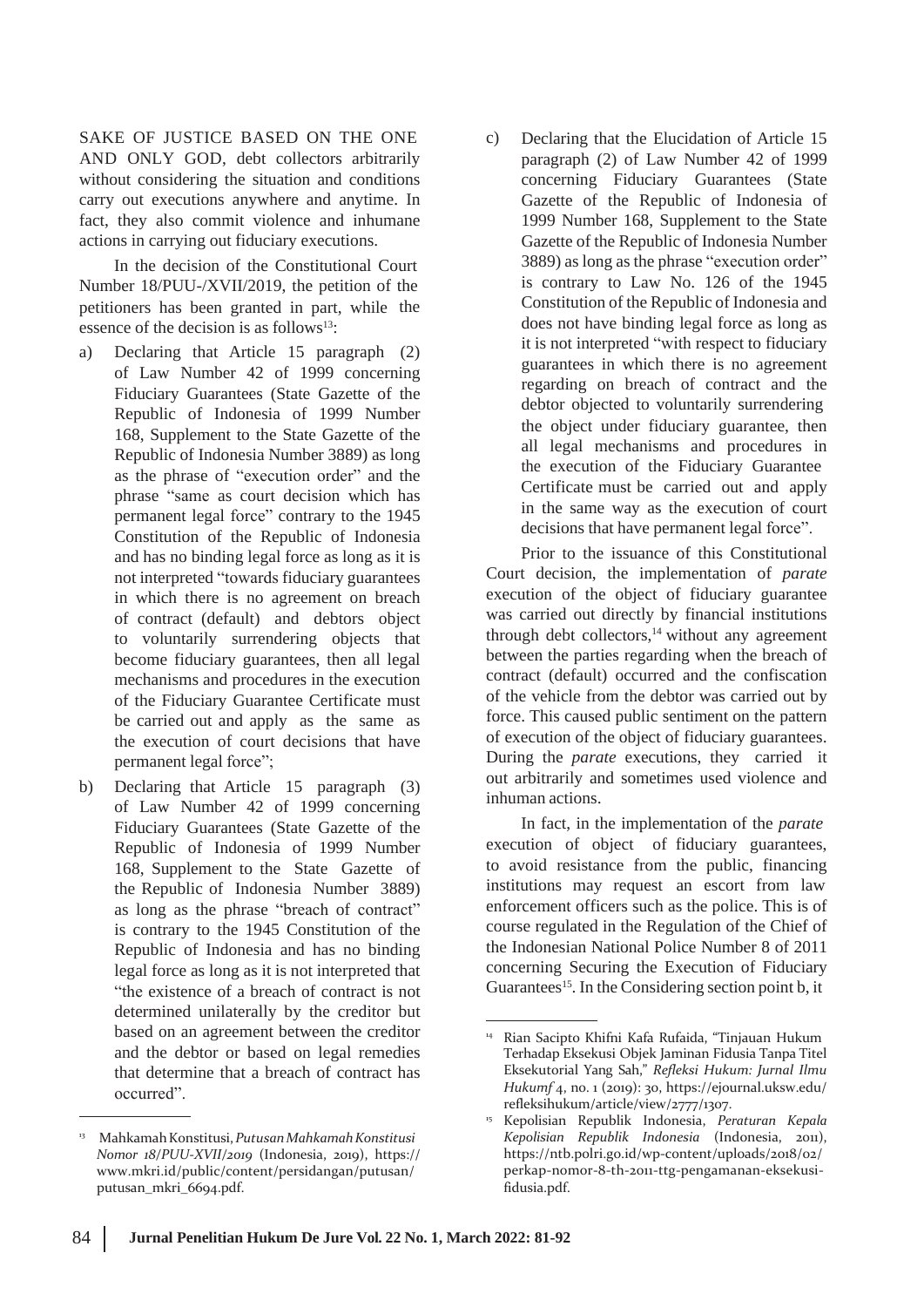SAKE OF JUSTICE BASED ON THE ONE AND ONLY GOD, debt collectors arbitrarily without considering the situation and conditions carry out executions anywhere and anytime. In fact, they also commit violence and inhumane actions in carrying out fiduciary executions.

In the decision of the Constitutional Court Number 18/PUU-/XVII/2019, the petition of the petitioners has been granted in part, while the essence of the decision is as follows[13]:

a) Declaring that Article 15 paragraph (2) of Law Number 42 of 1999 concerning Fiduciary Guarantees (State Gazette of the Republic of Indonesia of 1999 Number 168, Supplement to the State Gazette of the Republic of Indonesia Number 3889) as long as the phrase of "execution order" and the phrase "same as court decision which has permanent legal force" contrary to the 1945 Constitution of the Republic of Indonesia and has no binding legal force as long as it is not interpreted "towards fiduciary guarantees in which there is no agreement on breach of contract (default) and debtors object to voluntarily surrendering objects that become fiduciary guarantees, then all legal mechanisms and procedures in the execution of the Fiduciary Guarantee Certificate must be carried out and apply as the same as the execution of court decisions that have permanent legal force";

b) Declaring that Article 15 paragraph (3) of Law Number 42 of 1999 concerning Fiduciary Guarantees (State Gazette of the Republic of Indonesia of 1999 Number 168, Supplement to the State Gazette of the Republic of Indonesia Number 3889) as long as the phrase "breach of contract" is contrary to the 1945 Constitution of the Republic of Indonesia and has no binding legal force as long as it is not interpreted that "the existence of a breach of contract is not determined unilaterally by the creditor but based on an agreement between the creditor and the debtor or based on legal remedies that determine that a breach of contract has occurred".

c) Declaring that the Elucidation of Article 15 paragraph (2) of Law Number 42 of 1999 concerning Fiduciary Guarantees (State Gazette of the Republic of Indonesia of 1999 Number 168, Supplement to the State Gazette of the Republic of Indonesia Number 3889) as long as the phrase "execution order" is contrary to Law No. 126 of the 1945 Constitution of the Republic of Indonesia and does not have binding legal force as long as it is not interpreted "with respect to fiduciary guarantees in which there is no agreement regarding on breach of contract and the debtor objected to voluntarily surrendering the object under fiduciary guarantee, then all legal mechanisms and procedures in the execution of the Fiduciary Guarantee Certificate must be carried out and apply in the same way as the execution of court decisions that have permanent legal force".

Prior to the issuance of this Constitutional Court decision, the implementation of *parate* execution of the object of fiduciary guarantee was carried out directly by financial institutions through debt collectors,[14] without any agreement between the parties regarding when the breach of contract (default) occurred and the confiscation of the vehicle from the debtor was carried out by force. This caused public sentiment on the pattern of execution of the object of fiduciary guarantees. During the *parate* executions, they carried it out arbitrarily and sometimes used violence and inhuman actions.

In fact, in the implementation of the *parate* execution of object of fiduciary guarantees, to avoid resistance from the public, financing institutions may request an escort from law enforcement officers such as the police. This is of course regulated in the Regulation of the Chief of the Indonesian National Police Number 8 of 2011 concerning Securing the Execution of Fiduciary Guarantees[15]. In the Considering section point b, it

---

[13] Mahkamah Konstitusi, *Putusan Mahkamah Konstitusi Nomor 18/PUU-XVII/2019* (Indonesia, 2019), https://www.mkri.id/public/content/persidangan/putusan/putusan_mkri_6694.pdf.

[14] Rian Sacipto Khifni Kafa Rufaida, "Tinjauan Hukum Terhadap Eksekusi Objek Jaminan Fidusia Tanpa Titel Eksekutorial Yang Sah," *Refleksi Hukum: Jurnal Ilmu Hukumf* 4, no. 1 (2019): 30, https://ejournal.uksw.edu/refleksihukum/article/view/2777/1307.

[15] Kepolisian Republik Indonesia, *Peraturan Kepala Kepolisian Republik Indonesia* (Indonesia, 2011), https://ntb.polri.go.id/wp-content/uploads/2018/02/perkap-nomor-8-th-2011-ttg-pengamanan-eksekusi-fidusia.pdf.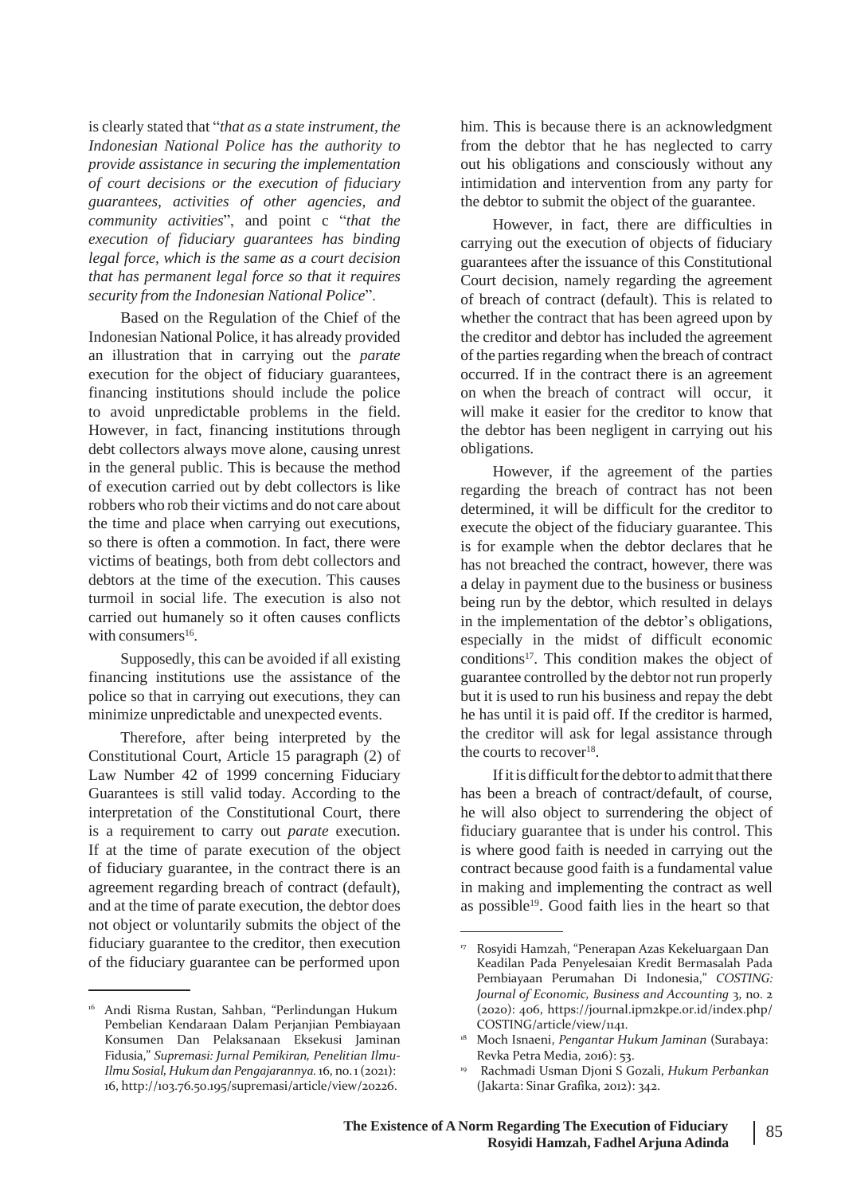is clearly stated that "*that as a state instrument, the Indonesian National Police has the authority to provide assistance in securing the implementation of court decisions or the execution of fiduciary guarantees, activities of other agencies, and community activities*", and point c "*that the execution of fiduciary guarantees has binding legal force, which is the same as a court decision that has permanent legal force so that it requires security from the Indonesian National Police*".

Based on the Regulation of the Chief of the Indonesian National Police, it has already provided an illustration that in carrying out the *parate* execution for the object of fiduciary guarantees, financing institutions should include the police to avoid unpredictable problems in the field. However, in fact, financing institutions through debt collectors always move alone, causing unrest in the general public. This is because the method of execution carried out by debt collectors is like robbers who rob their victims and do not care about the time and place when carrying out executions, so there is often a commotion. In fact, there were victims of beatings, both from debt collectors and debtors at the time of the execution. This causes turmoil in social life. The execution is also not carried out humanely so it often causes conflicts with consumers[16].

Supposedly, this can be avoided if all existing financing institutions use the assistance of the police so that in carrying out executions, they can minimize unpredictable and unexpected events.

Therefore, after being interpreted by the Constitutional Court, Article 15 paragraph (2) of Law Number 42 of 1999 concerning Fiduciary Guarantees is still valid today. According to the interpretation of the Constitutional Court, there is a requirement to carry out *parate* execution. If at the time of parate execution of the object of fiduciary guarantee, in the contract there is an agreement regarding breach of contract (default), and at the time of parate execution, the debtor does not object or voluntarily submits the object of the fiduciary guarantee to the creditor, then execution of the fiduciary guarantee can be performed upon him. This is because there is an acknowledgment from the debtor that he has neglected to carry out his obligations and consciously without any intimidation and intervention from any party for the debtor to submit the object of the guarantee.

However, in fact, there are difficulties in carrying out the execution of objects of fiduciary guarantees after the issuance of this Constitutional Court decision, namely regarding the agreement of breach of contract (default). This is related to whether the contract that has been agreed upon by the creditor and debtor has included the agreement of the parties regarding when the breach of contract occurred. If in the contract there is an agreement on when the breach of contract will occur, it will make it easier for the creditor to know that the debtor has been negligent in carrying out his obligations.

However, if the agreement of the parties regarding the breach of contract has not been determined, it will be difficult for the creditor to execute the object of the fiduciary guarantee. This is for example when the debtor declares that he has not breached the contract, however, there was a delay in payment due to the business or business being run by the debtor, which resulted in delays in the implementation of the debtor's obligations, especially in the midst of difficult economic conditions[17]. This condition makes the object of guarantee controlled by the debtor not run properly but it is used to run his business and repay the debt he has until it is paid off. If the creditor is harmed, the creditor will ask for legal assistance through the courts to recover[18].

If it is difficult for the debtor to admit that there has been a breach of contract/default, of course, he will also object to surrendering the object of fiduciary guarantee that is under his control. This is where good faith is needed in carrying out the contract because good faith is a fundamental value in making and implementing the contract as well as possible[19]. Good faith lies in the heart so that

---

[16] Andi Risma Rustan, Sahban, "Perlindungan Hukum Pembelian Kendaraan Dalam Perjanjian Pembiayaan Konsumen Dan Pelaksanaan Eksekusi Jaminan Fidusia," *Supremasi: Jurnal Pemikiran, Penelitian Ilmu-Ilmu Sosial, Hukum dan Pengajarannya.* 16, no. 1 (2021): 16, http://103.76.50.195/supremasi/article/view/20226.

[17] Rosyidi Hamzah, "Penerapan Azas Kekeluargaan Dan Keadilan Pada Penyelesaian Kredit Bermasalah Pada Pembiayaan Perumahan Di Indonesia," *COSTING: Journal of Economic, Business and Accounting* 3, no. 2 (2020): 406, https://journal.ipm2kpe.or.id/index.php/COSTING/article/view/1141.

[18] Moch Isnaeni, *Pengantar Hukum Jaminan* (Surabaya: Revka Petra Media, 2016): 53.

[19] Rachmadi Usman Djoni S Gozali, *Hukum Perbankan* (Jakarta: Sinar Grafika, 2012): 342.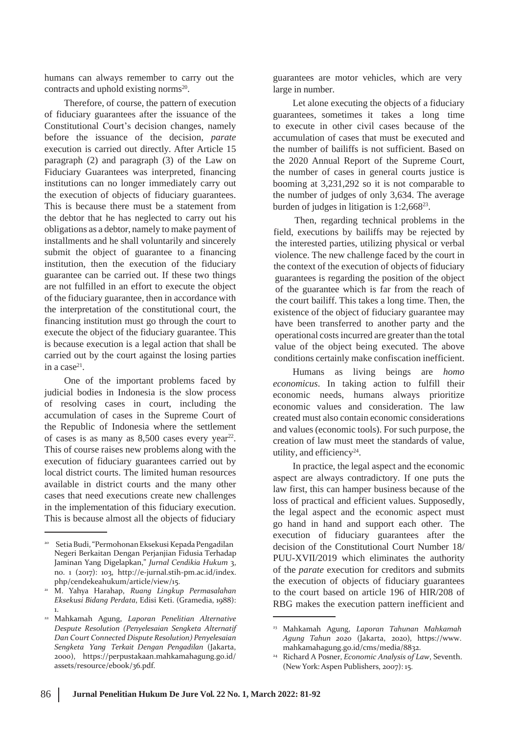humans can always remember to carry out the contracts and uphold existing norms[20].

Therefore, of course, the pattern of execution of fiduciary guarantees after the issuance of the Constitutional Court's decision changes, namely before the issuance of the decision, *parate* execution is carried out directly. After Article 15 paragraph (2) and paragraph (3) of the Law on Fiduciary Guarantees was interpreted, financing institutions can no longer immediately carry out the execution of objects of fiduciary guarantees. This is because there must be a statement from the debtor that he has neglected to carry out his obligations as a debtor, namely to make payment of installments and he shall voluntarily and sincerely submit the object of guarantee to a financing institution, then the execution of the fiduciary guarantee can be carried out. If these two things are not fulfilled in an effort to execute the object of the fiduciary guarantee, then in accordance with the interpretation of the constitutional court, the financing institution must go through the court to execute the object of the fiduciary guarantee. This is because execution is a legal action that shall be carried out by the court against the losing parties in a case[21].

One of the important problems faced by judicial bodies in Indonesia is the slow process of resolving cases in court, including the accumulation of cases in the Supreme Court of the Republic of Indonesia where the settlement of cases is as many as 8,500 cases every year[22]. This of course raises new problems along with the execution of fiduciary guarantees carried out by local district courts. The limited human resources available in district courts and the many other cases that need executions create new challenges in the implementation of this fiduciary execution. This is because almost all the objects of fiduciary guarantees are motor vehicles, which are very large in number.

Let alone executing the objects of a fiduciary guarantees, sometimes it takes a long time to execute in other civil cases because of the accumulation of cases that must be executed and the number of bailiffs is not sufficient. Based on the 2020 Annual Report of the Supreme Court, the number of cases in general courts justice is booming at 3,231,292 so it is not comparable to the number of judges of only 3,634. The average burden of judges in litigation is 1:2,668[23].

Then, regarding technical problems in the field, executions by bailiffs may be rejected by the interested parties, utilizing physical or verbal violence. The new challenge faced by the court in the context of the execution of objects of fiduciary guarantees is regarding the position of the object of the guarantee which is far from the reach of the court bailiff. This takes a long time. Then, the existence of the object of fiduciary guarantee may have been transferred to another party and the operational costs incurred are greater than the total value of the object being executed. The above conditions certainly make confiscation inefficient.

Humans as living beings are *homo economicus*. In taking action to fulfill their economic needs, humans always prioritize economic values and consideration. The law created must also contain economic considerations and values (economic tools). For such purpose, the creation of law must meet the standards of value, utility, and efficiency[24].

In practice, the legal aspect and the economic aspect are always contradictory. If one puts the law first, this can hamper business because of the loss of practical and efficient values. Supposedly, the legal aspect and the economic aspect must go hand in hand and support each other. The execution of fiduciary guarantees after the decision of the Constitutional Court Number 18/ PUU-XVII/2019 which eliminates the authority of the *parate* execution for creditors and submits the execution of objects of fiduciary guarantees to the court based on article 196 of HIR/208 of RBG makes the execution pattern inefficient and

---

[20] Setia Budi, "Permohonan Eksekusi Kepada Pengadilan Negeri Berkaitan Dengan Perjanjian Fidusia Terhadap Jaminan Yang Digelapkan," *Jurnal Cendikia Hukum* 3, no. 1 (2017): 103, http://e-jurnal.stih-pm.ac.id/index.php/cendekeahukum/article/view/15.

[21] M. Yahya Harahap, *Ruang Lingkup Permasalahan Eksekusi Bidang Perdata*, Edisi Keti. (Gramedia, 1988): 1.

[22] Mahkamah Agung, *Laporan Penelitian Alternative Despute Resolution (Penyelesaian Sengketa Alternatif Dan Court Connected Dispute Resolution) Penyelesaian Sengketa Yang Terkait Dengan Pengadilan* (Jakarta, 2000), https://perpustakaan.mahkamahagung.go.id/assets/resource/ebook/36.pdf.

[23] Mahkamah Agung, *Laporan Tahunan Mahkamah Agung Tahun 2020* (Jakarta, 2020), https://www.mahkamahagung.go.id/cms/media/8832.

[24] Richard A Posner, *Economic Analysis of Law*, Seventh. (New York: Aspen Publishers, 2007): 15.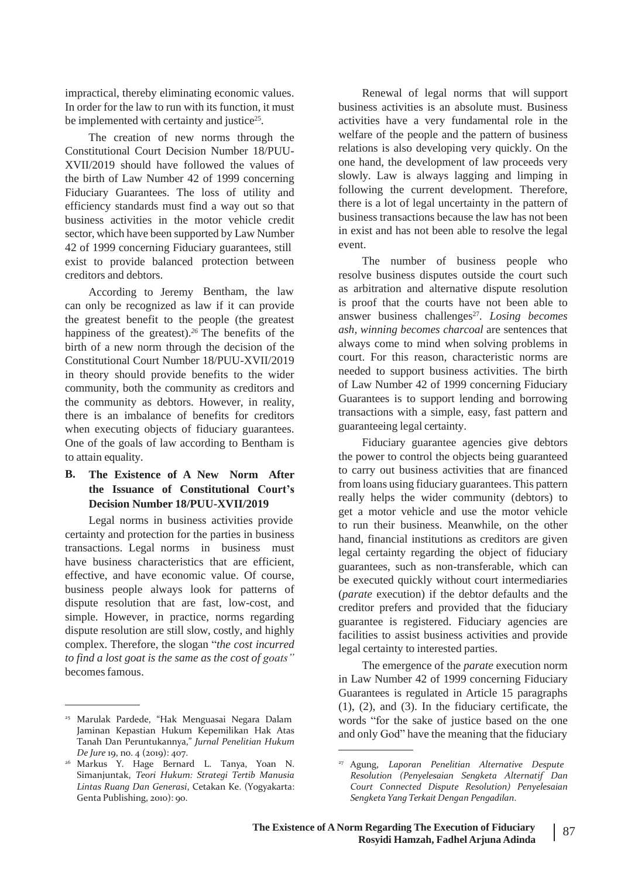impractical, thereby eliminating economic values. In order for the law to run with its function, it must be implemented with certainty and justice[25].

The creation of new norms through the Constitutional Court Decision Number 18/PUU-XVII/2019 should have followed the values of the birth of Law Number 42 of 1999 concerning Fiduciary Guarantees. The loss of utility and efficiency standards must find a way out so that business activities in the motor vehicle credit sector, which have been supported by Law Number 42 of 1999 concerning Fiduciary guarantees, still exist to provide balanced protection between creditors and debtors.

According to Jeremy Bentham, the law can only be recognized as law if it can provide the greatest benefit to the people (the greatest happiness of the greatest).[26] The benefits of the birth of a new norm through the decision of the Constitutional Court Number 18/PUU-XVII/2019 in theory should provide benefits to the wider community, both the community as creditors and the community as debtors. However, in reality, there is an imbalance of benefits for creditors when executing objects of fiduciary guarantees. One of the goals of law according to Bentham is to attain equality.

### B. The Existence of A New Norm After the Issuance of Constitutional Court's Decision Number 18/PUU-XVII/2019

Legal norms in business activities provide certainty and protection for the parties in business transactions. Legal norms in business must have business characteristics that are efficient, effective, and have economic value. Of course, business people always look for patterns of dispute resolution that are fast, low-cost, and simple. However, in practice, norms regarding dispute resolution are still slow, costly, and highly complex. Therefore, the slogan "*the cost incurred to find a lost goat is the same as the cost of goats"* becomes famous.

Renewal of legal norms that will support business activities is an absolute must. Business activities have a very fundamental role in the welfare of the people and the pattern of business relations is also developing very quickly. On the one hand, the development of law proceeds very slowly. Law is always lagging and limping in following the current development. Therefore, there is a lot of legal uncertainty in the pattern of business transactions because the law has not been in exist and has not been able to resolve the legal event.

The number of business people who resolve business disputes outside the court such as arbitration and alternative dispute resolution is proof that the courts have not been able to answer business challenges[27]. *Losing becomes ash, winning becomes charcoal* are sentences that always come to mind when solving problems in court. For this reason, characteristic norms are needed to support business activities. The birth of Law Number 42 of 1999 concerning Fiduciary Guarantees is to support lending and borrowing transactions with a simple, easy, fast pattern and guaranteeing legal certainty.

Fiduciary guarantee agencies give debtors the power to control the objects being guaranteed to carry out business activities that are financed from loans using fiduciary guarantees. This pattern really helps the wider community (debtors) to get a motor vehicle and use the motor vehicle to run their business. Meanwhile, on the other hand, financial institutions as creditors are given legal certainty regarding the object of fiduciary guarantees, such as non-transferable, which can be executed quickly without court intermediaries (*parate* execution) if the debtor defaults and the creditor prefers and provided that the fiduciary guarantee is registered. Fiduciary agencies are facilities to assist business activities and provide legal certainty to interested parties.

The emergence of the *parate* execution norm in Law Number 42 of 1999 concerning Fiduciary Guarantees is regulated in Article 15 paragraphs (1), (2), and (3). In the fiduciary certificate, the words "for the sake of justice based on the one and only God" have the meaning that the fiduciary

---

[25] Marulak Pardede, "Hak Menguasai Negara Dalam Jaminan Kepastian Hukum Kepemilikan Hak Atas Tanah Dan Peruntukannya," *Jurnal Penelitian Hukum De Jure* 19, no. 4 (2019): 407.

[26] Markus Y. Hage Bernard L. Tanya, Yoan N. Simanjuntak, *Teori Hukum: Strategi Tertib Manusia Lintas Ruang Dan Generasi*, Cetakan Ke. (Yogyakarta: Genta Publishing, 2010): 90.

[27] Agung, *Laporan Penelitian Alternative Despute Resolution (Penyelesaian Sengketa Alternatif Dan Court Connected Dispute Resolution) Penyelesaian Sengketa Yang Terkait Dengan Pengadilan*.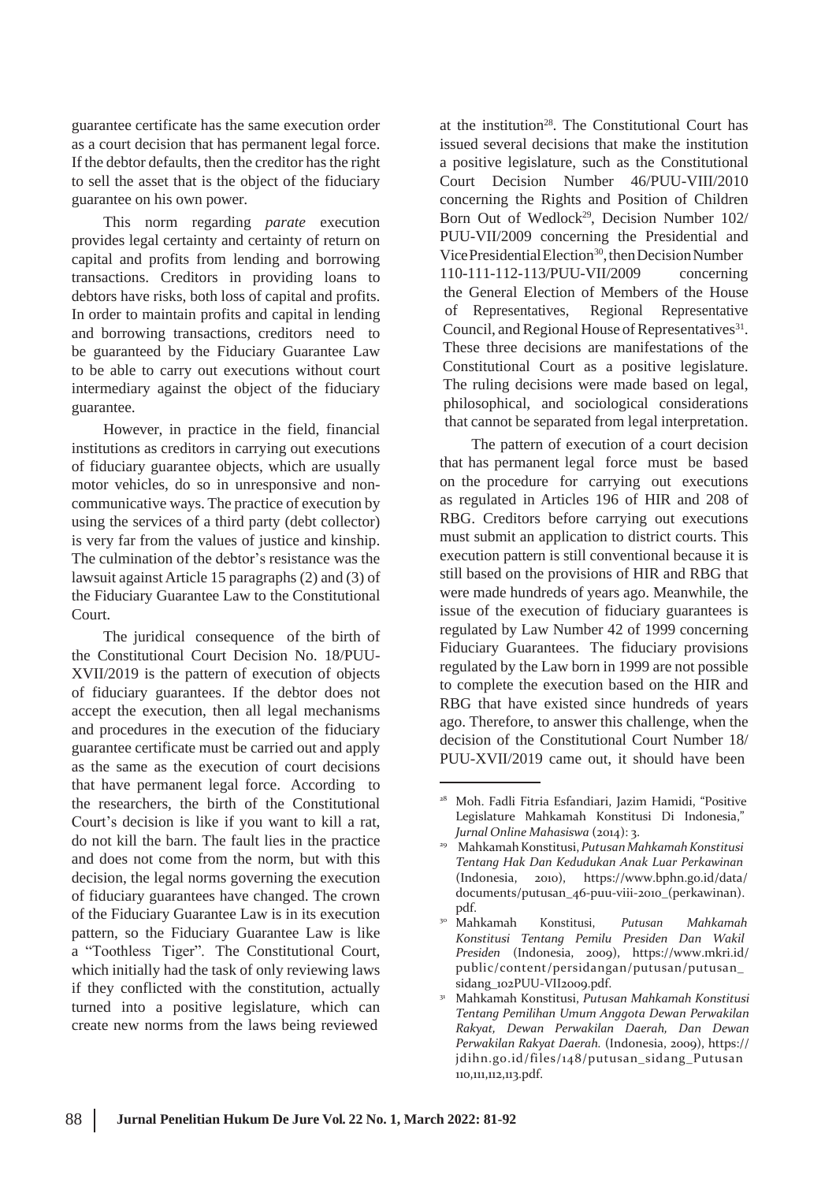guarantee certificate has the same execution order as a court decision that has permanent legal force. If the debtor defaults, then the creditor has the right to sell the asset that is the object of the fiduciary guarantee on his own power.

This norm regarding *parate* execution provides legal certainty and certainty of return on capital and profits from lending and borrowing transactions. Creditors in providing loans to debtors have risks, both loss of capital and profits. In order to maintain profits and capital in lending and borrowing transactions, creditors need to be guaranteed by the Fiduciary Guarantee Law to be able to carry out executions without court intermediary against the object of the fiduciary guarantee.

However, in practice in the field, financial institutions as creditors in carrying out executions of fiduciary guarantee objects, which are usually motor vehicles, do so in unresponsive and non-communicative ways. The practice of execution by using the services of a third party (debt collector) is very far from the values of justice and kinship. The culmination of the debtor's resistance was the lawsuit against Article 15 paragraphs (2) and (3) of the Fiduciary Guarantee Law to the Constitutional Court.

The juridical consequence of the birth of the Constitutional Court Decision No. 18/PUU-XVII/2019 is the pattern of execution of objects of fiduciary guarantees. If the debtor does not accept the execution, then all legal mechanisms and procedures in the execution of the fiduciary guarantee certificate must be carried out and apply as the same as the execution of court decisions that have permanent legal force. According to the researchers, the birth of the Constitutional Court's decision is like if you want to kill a rat, do not kill the barn. The fault lies in the practice and does not come from the norm, but with this decision, the legal norms governing the execution of fiduciary guarantees have changed. The crown of the Fiduciary Guarantee Law is in its execution pattern, so the Fiduciary Guarantee Law is like a "Toothless Tiger". The Constitutional Court, which initially had the task of only reviewing laws if they conflicted with the constitution, actually turned into a positive legislature, which can create new norms from the laws being reviewed at the institution[28]. The Constitutional Court has issued several decisions that make the institution a positive legislature, such as the Constitutional Court Decision Number 46/PUU-VIII/2010 concerning the Rights and Position of Children Born Out of Wedlock[29], Decision Number 102/PUU-VII/2009 concerning the Presidential and Vice Presidential Election[30], then Decision Number 110-111-112-113/PUU-VII/2009 concerning the General Election of Members of the House of Representatives, Regional Representative Council, and Regional House of Representatives[31]. These three decisions are manifestations of the Constitutional Court as a positive legislature. The ruling decisions were made based on legal, philosophical, and sociological considerations that cannot be separated from legal interpretation.

The pattern of execution of a court decision that has permanent legal force must be based on the procedure for carrying out executions as regulated in Articles 196 of HIR and 208 of RBG. Creditors before carrying out executions must submit an application to district courts. This execution pattern is still conventional because it is still based on the provisions of HIR and RBG that were made hundreds of years ago. Meanwhile, the issue of the execution of fiduciary guarantees is regulated by Law Number 42 of 1999 concerning Fiduciary Guarantees. The fiduciary provisions regulated by the Law born in 1999 are not possible to complete the execution based on the HIR and RBG that have existed since hundreds of years ago. Therefore, to answer this challenge, when the decision of the Constitutional Court Number 18/PUU-XVII/2019 came out, it should have been

---

[28] Moh. Fadli Fitria Esfandiari, Jazim Hamidi, "Positive Legislature Mahkamah Konstitusi Di Indonesia," *Jurnal Online Mahasiswa* (2014): 3.

[29] Mahkamah Konstitusi, *Putusan Mahkamah Konstitusi Tentang Hak Dan Kedudukan Anak Luar Perkawinan* (Indonesia, 2010), https://www.bphn.go.id/data/documents/putusan_46-puu-viii-2010_(perkawinan).pdf.

[30] Mahkamah Konstitusi, *Putusan Mahkamah Konstitusi Tentang Pemilu Presiden Dan Wakil Presiden* (Indonesia, 2009), https://www.mkri.id/public/content/persidangan/putusan/putusan_sidang_102PUU-VII2009.pdf.

[31] Mahkamah Konstitusi, *Putusan Mahkamah Konstitusi Tentang Pemilihan Umum Anggota Dewan Perwakilan Rakyat, Dewan Perwakilan Daerah, Dan Dewan Perwakilan Rakyat Daerah.* (Indonesia, 2009), https://jdihn.go.id/files/148/putusan_sidang_Putusan 110,111,112,113.pdf.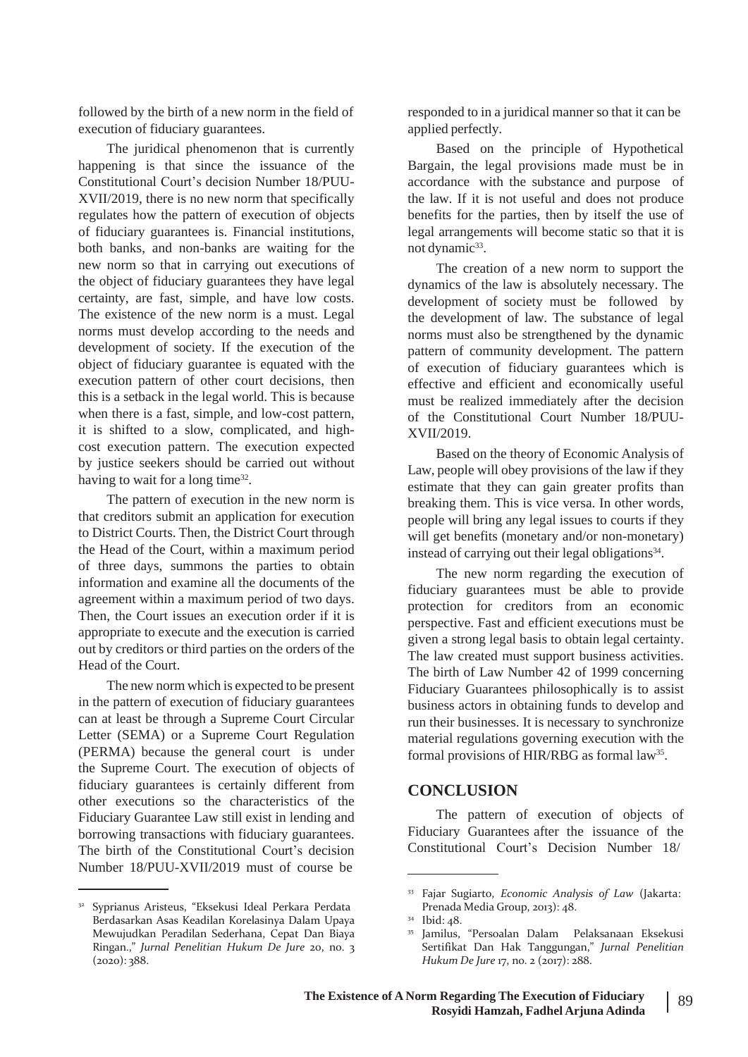followed by the birth of a new norm in the field of execution of fiduciary guarantees.

The juridical phenomenon that is currently happening is that since the issuance of the Constitutional Court's decision Number 18/PUU-XVII/2019, there is no new norm that specifically regulates how the pattern of execution of objects of fiduciary guarantees is. Financial institutions, both banks, and non-banks are waiting for the new norm so that in carrying out executions of the object of fiduciary guarantees they have legal certainty, are fast, simple, and have low costs. The existence of the new norm is a must. Legal norms must develop according to the needs and development of society. If the execution of the object of fiduciary guarantee is equated with the execution pattern of other court decisions, then this is a setback in the legal world. This is because when there is a fast, simple, and low-cost pattern, it is shifted to a slow, complicated, and high-cost execution pattern. The execution expected by justice seekers should be carried out without having to wait for a long time[32].

The pattern of execution in the new norm is that creditors submit an application for execution to District Courts. Then, the District Court through the Head of the Court, within a maximum period of three days, summons the parties to obtain information and examine all the documents of the agreement within a maximum period of two days. Then, the Court issues an execution order if it is appropriate to execute and the execution is carried out by creditors or third parties on the orders of the Head of the Court.

The new norm which is expected to be present in the pattern of execution of fiduciary guarantees can at least be through a Supreme Court Circular Letter (SEMA) or a Supreme Court Regulation (PERMA) because the general court is under the Supreme Court. The execution of objects of fiduciary guarantees is certainly different from other executions so the characteristics of the Fiduciary Guarantee Law still exist in lending and borrowing transactions with fiduciary guarantees. The birth of the Constitutional Court's decision Number 18/PUU-XVII/2019 must of course be responded to in a juridical manner so that it can be applied perfectly.

Based on the principle of Hypothetical Bargain, the legal provisions made must be in accordance with the substance and purpose of the law. If it is not useful and does not produce benefits for the parties, then by itself the use of legal arrangements will become static so that it is not dynamic[33].

The creation of a new norm to support the dynamics of the law is absolutely necessary. The development of society must be followed by the development of law. The substance of legal norms must also be strengthened by the dynamic pattern of community development. The pattern of execution of fiduciary guarantees which is effective and efficient and economically useful must be realized immediately after the decision of the Constitutional Court Number 18/PUU-XVII/2019.

Based on the theory of Economic Analysis of Law, people will obey provisions of the law if they estimate that they can gain greater profits than breaking them. This is vice versa. In other words, people will bring any legal issues to courts if they will get benefits (monetary and/or non-monetary) instead of carrying out their legal obligations[34].

The new norm regarding the execution of fiduciary guarantees must be able to provide protection for creditors from an economic perspective. Fast and efficient executions must be given a strong legal basis to obtain legal certainty. The law created must support business activities. The birth of Law Number 42 of 1999 concerning Fiduciary Guarantees philosophically is to assist business actors in obtaining funds to develop and run their businesses. It is necessary to synchronize material regulations governing execution with the formal provisions of HIR/RBG as formal law[35].

## CONCLUSION

The pattern of execution of objects of Fiduciary Guarantees after the issuance of the Constitutional Court's Decision Number 18/

---

[32] Syprianus Aristeus, "Eksekusi Ideal Perkara Perdata Berdasarkan Asas Keadilan Korelasinya Dalam Upaya Mewujudkan Peradilan Sederhana, Cepat Dan Biaya Ringan.," *Jurnal Penelitian Hukum De Jure* 20, no. 3 (2020): 388.

[33] Fajar Sugiarto, *Economic Analysis of Law* (Jakarta: Prenada Media Group, 2013): 48.

[34] Ibid: 48.

[35] Jamilus, "Persoalan Dalam Pelaksanaan Eksekusi Sertifikat Dan Hak Tanggungan," *Jurnal Penelitian Hukum De Jure* 17, no. 2 (2017): 288.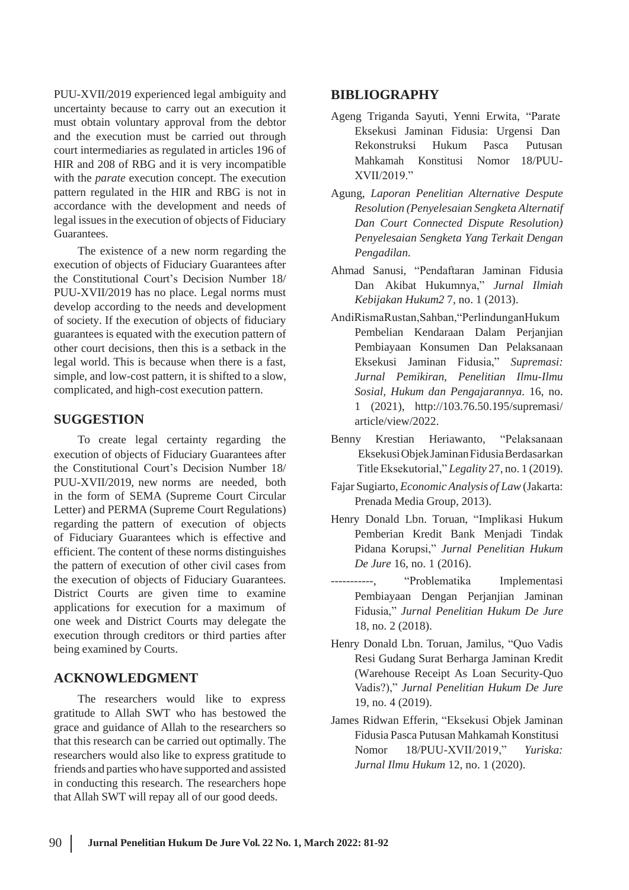PUU-XVII/2019 experienced legal ambiguity and uncertainty because to carry out an execution it must obtain voluntary approval from the debtor and the execution must be carried out through court intermediaries as regulated in articles 196 of HIR and 208 of RBG and it is very incompatible with the *parate* execution concept. The execution pattern regulated in the HIR and RBG is not in accordance with the development and needs of legal issues in the execution of objects of Fiduciary Guarantees.

The existence of a new norm regarding the execution of objects of Fiduciary Guarantees after the Constitutional Court's Decision Number 18/PUU-XVII/2019 has no place. Legal norms must develop according to the needs and development of society. If the execution of objects of fiduciary guarantees is equated with the execution pattern of other court decisions, then this is a setback in the legal world. This is because when there is a fast, simple, and low-cost pattern, it is shifted to a slow, complicated, and high-cost execution pattern.

## SUGGESTION

To create legal certainty regarding the execution of objects of Fiduciary Guarantees after the Constitutional Court's Decision Number 18/PUU-XVII/2019, new norms are needed, both in the form of SEMA (Supreme Court Circular Letter) and PERMA (Supreme Court Regulations) regarding the pattern of execution of objects of Fiduciary Guarantees which is effective and efficient. The content of these norms distinguishes the pattern of execution of other civil cases from the execution of objects of Fiduciary Guarantees. District Courts are given time to examine applications for execution for a maximum of one week and District Courts may delegate the execution through creditors or third parties after being examined by Courts.

## ACKNOWLEDGMENT

The researchers would like to express gratitude to Allah SWT who has bestowed the grace and guidance of Allah to the researchers so that this research can be carried out optimally. The researchers would also like to express gratitude to friends and parties who have supported and assisted in conducting this research. The researchers hope that Allah SWT will repay all of our good deeds.

## BIBLIOGRAPHY

Ageng Triganda Sayuti, Yenni Erwita, "Parate Eksekusi Jaminan Fidusia: Urgensi Dan Rekonstruksi Hukum Pasca Putusan Mahkamah Konstitusi Nomor 18/PUU-XVII/2019."

Agung, *Laporan Penelitian Alternative Despute Resolution (Penyelesaian Sengketa Alternatif Dan Court Connected Dispute Resolution) Penyelesaian Sengketa Yang Terkait Dengan Pengadilan*.

Ahmad Sanusi, "Pendaftaran Jaminan Fidusia Dan Akibat Hukumnya," *Jurnal Ilmiah Kebijakan Hukum2* 7, no. 1 (2013).

AndiRismaRustan,Sahban,"PerlindunganHukum Pembelian Kendaraan Dalam Perjanjian Pembiayaan Konsumen Dan Pelaksanaan Eksekusi Jaminan Fidusia," *Supremasi: Jurnal Pemikiran, Penelitian Ilmu-Ilmu Sosial, Hukum dan Pengajarannya.* 16, no. 1 (2021), http://103.76.50.195/supremasi/article/view/2022.

Benny Krestian Heriawanto, "Pelaksanaan Eksekusi Objek Jaminan Fidusia Berdasarkan Title Eksekutorial," *Legality* 27, no. 1 (2019).

Fajar Sugiarto, *Economic Analysis of Law* (Jakarta: Prenada Media Group, 2013).

Henry Donald Lbn. Toruan, "Implikasi Hukum Pemberian Kredit Bank Menjadi Tindak Pidana Korupsi," *Jurnal Penelitian Hukum De Jure* 16, no. 1 (2016).

-----------, "Problematika Implementasi Pembiayaan Dengan Perjanjian Jaminan Fidusia," *Jurnal Penelitian Hukum De Jure* 18, no. 2 (2018).

Henry Donald Lbn. Toruan, Jamilus, "Quo Vadis Resi Gudang Surat Berharga Jaminan Kredit (Warehouse Receipt As Loan Security-Quo Vadis?)," *Jurnal Penelitian Hukum De Jure* 19, no. 4 (2019).

James Ridwan Efferin, "Eksekusi Objek Jaminan Fidusia Pasca Putusan Mahkamah Konstitusi Nomor 18/PUU-XVII/2019," *Yuriska: Jurnal Ilmu Hukum* 12, no. 1 (2020).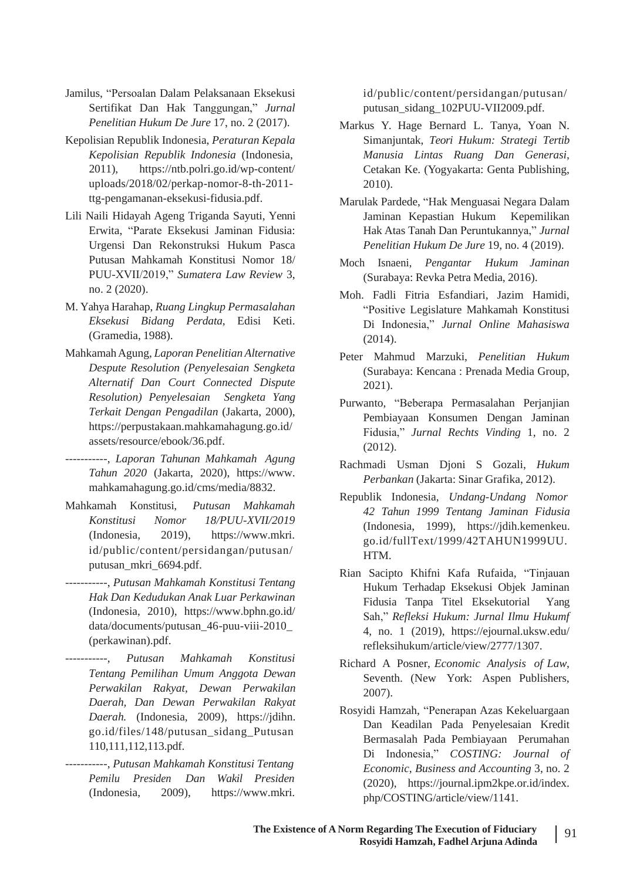Jamilus, "Persoalan Dalam Pelaksanaan Eksekusi Sertifikat Dan Hak Tanggungan," *Jurnal Penelitian Hukum De Jure* 17, no. 2 (2017).

Kepolisian Republik Indonesia, *Peraturan Kepala Kepolisian Republik Indonesia* (Indonesia, 2011), https://ntb.polri.go.id/wp-content/uploads/2018/02/perkap-nomor-8-th-2011-ttg-pengamanan-eksekusi-fidusia.pdf.

Lili Naili Hidayah Ageng Triganda Sayuti, Yenni Erwita, "Parate Eksekusi Jaminan Fidusia: Urgensi Dan Rekonstruksi Hukum Pasca Putusan Mahkamah Konstitusi Nomor 18/PUU-XVII/2019," *Sumatera Law Review* 3, no. 2 (2020).

M. Yahya Harahap, *Ruang Lingkup Permasalahan Eksekusi Bidang Perdata*, Edisi Keti. (Gramedia, 1988).

Mahkamah Agung, *Laporan Penelitian Alternative Despute Resolution (Penyelesaian Sengketa Alternatif Dan Court Connected Dispute Resolution) Penyelesaian Sengketa Yang Terkait Dengan Pengadilan* (Jakarta, 2000), https://perpustakaan.mahkamahagung.go.id/assets/resource/ebook/36.pdf.

-----------, *Laporan Tahunan Mahkamah Agung Tahun 2020* (Jakarta, 2020), https://www.mahkamahagung.go.id/cms/media/8832.

Mahkamah Konstitusi, *Putusan Mahkamah Konstitusi Nomor 18/PUU-XVII/2019* (Indonesia, 2019), https://www.mkri.id/public/content/persidangan/putusan/putusan_mkri_6694.pdf.

-----------, *Putusan Mahkamah Konstitusi Tentang Hak Dan Kedudukan Anak Luar Perkawinan* (Indonesia, 2010), https://www.bphn.go.id/data/documents/putusan_46-puu-viii-2010_(perkawinan).pdf.

-----------, *Putusan Mahkamah Konstitusi Tentang Pemilihan Umum Anggota Dewan Perwakilan Rakyat, Dewan Perwakilan Daerah, Dan Dewan Perwakilan Rakyat Daerah.* (Indonesia, 2009), https://jdihn.go.id/files/148/putusan_sidang_Putusan 110,111,112,113.pdf.

-----------, *Putusan Mahkamah Konstitusi Tentang Pemilu Presiden Dan Wakil Presiden* (Indonesia, 2009), https://www.mkri.id/public/content/persidangan/putusan/putusan_sidang_102PUU-VII2009.pdf.

Markus Y. Hage Bernard L. Tanya, Yoan N. Simanjuntak, *Teori Hukum: Strategi Tertib Manusia Lintas Ruang Dan Generasi*, Cetakan Ke. (Yogyakarta: Genta Publishing, 2010).

Marulak Pardede, "Hak Menguasai Negara Dalam Jaminan Kepastian Hukum Kepemilikan Hak Atas Tanah Dan Peruntukannya," *Jurnal Penelitian Hukum De Jure* 19, no. 4 (2019).

Moch Isnaeni, *Pengantar Hukum Jaminan* (Surabaya: Revka Petra Media, 2016).

Moh. Fadli Fitria Esfandiari, Jazim Hamidi, "Positive Legislature Mahkamah Konstitusi Di Indonesia," *Jurnal Online Mahasiswa* (2014).

Peter Mahmud Marzuki, *Penelitian Hukum* (Surabaya: Kencana : Prenada Media Group, 2021).

Purwanto, "Beberapa Permasalahan Perjanjian Pembiayaan Konsumen Dengan Jaminan Fidusia," *Jurnal Rechts Vinding* 1, no. 2 (2012).

Rachmadi Usman Djoni S Gozali, *Hukum Perbankan* (Jakarta: Sinar Grafika, 2012).

Republik Indonesia, *Undang-Undang Nomor 42 Tahun 1999 Tentang Jaminan Fidusia* (Indonesia, 1999), https://jdih.kemenkeu.go.id/fullText/1999/42TAHUN1999UU.HTM.

Rian Sacipto Khifni Kafa Rufaida, "Tinjauan Hukum Terhadap Eksekusi Objek Jaminan Fidusia Tanpa Titel Eksekutorial Yang Sah," *Refleksi Hukum: Jurnal Ilmu Hukumf* 4, no. 1 (2019), https://ejournal.uksw.edu/refleksihukum/article/view/2777/1307.

Richard A Posner, *Economic Analysis of Law*, Seventh. (New York: Aspen Publishers, 2007).

Rosyidi Hamzah, "Penerapan Azas Kekeluargaan Dan Keadilan Pada Penyelesaian Kredit Bermasalah Pada Pembiayaan Perumahan Di Indonesia," *COSTING: Journal of Economic, Business and Accounting* 3, no. 2 (2020), https://journal.ipm2kpe.or.id/index.php/COSTING/article/view/1141.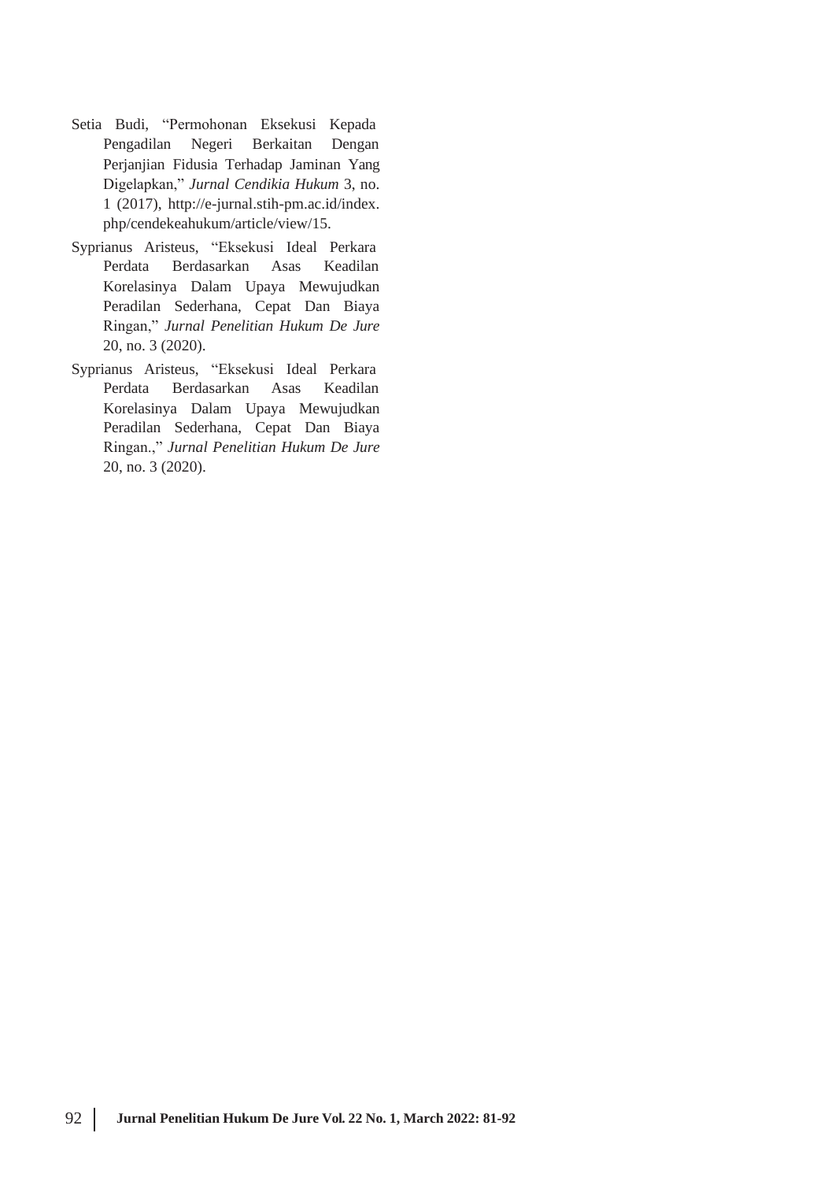Setia Budi, "Permohonan Eksekusi Kepada Pengadilan Negeri Berkaitan Dengan Perjanjian Fidusia Terhadap Jaminan Yang Digelapkan," *Jurnal Cendikia Hukum* 3, no. 1 (2017), http://e-jurnal.stih-pm.ac.id/index.php/cendekeahukum/article/view/15.

Syprianus Aristeus, "Eksekusi Ideal Perkara Perdata Berdasarkan Asas Keadilan Korelasinya Dalam Upaya Mewujudkan Peradilan Sederhana, Cepat Dan Biaya Ringan," *Jurnal Penelitian Hukum De Jure* 20, no. 3 (2020).

Syprianus Aristeus, "Eksekusi Ideal Perkara Perdata Berdasarkan Asas Keadilan Korelasinya Dalam Upaya Mewujudkan Peradilan Sederhana, Cepat Dan Biaya Ringan.," *Jurnal Penelitian Hukum De Jure* 20, no. 3 (2020).